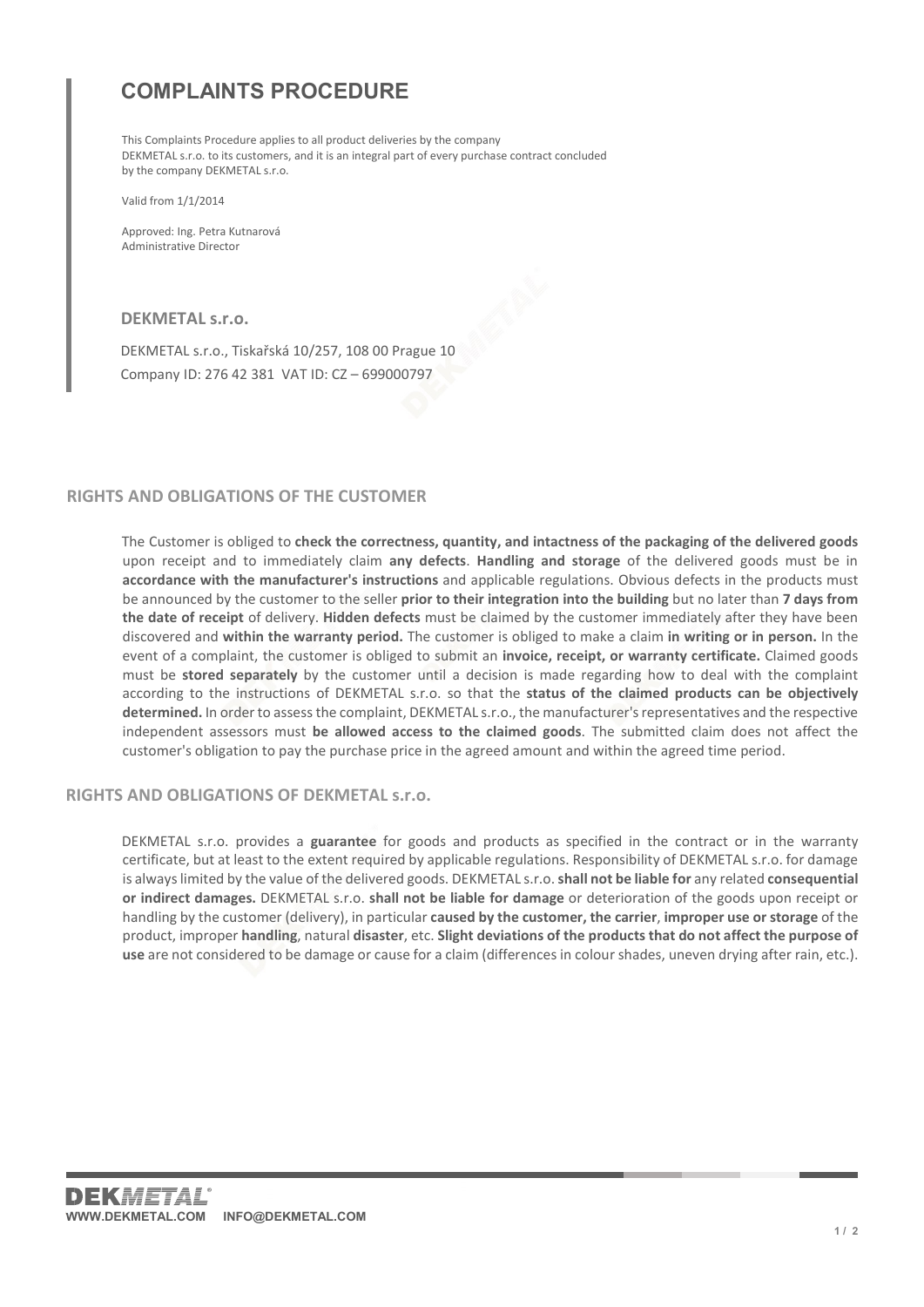# COMPLAINTS PROCEDURE

This Complaints Procedure applies to all product deliveries by the company DEKMETAL s.r.o. to its customers, and it is an integral part of every purchase contract concluded by the company DEKMETAL s.r.o.

Valid from 1/1/2014

Approved: Ing. Petra Kutnarová
Administrative Director

**DEKMETAL s.r.o.**

DEKMETAL s.r.o., Tiskařská 10/257, 108 00 Prague 10
Company ID: 276 42 381 VAT ID: CZ – 699000797

## RIGHTS AND OBLIGATIONS OF THE CUSTOMER

The Customer is obliged to **check the correctness, quantity, and intactness of the packaging of the delivered goods** upon receipt and to immediately claim **any defects**. **Handling and storage** of the delivered goods must be in **accordance with the manufacturer's instructions** and applicable regulations. Obvious defects in the products must be announced by the customer to the seller **prior to their integration into the building** but no later than **7 days from the date of receipt** of delivery. **Hidden defects** must be claimed by the customer immediately after they have been discovered and **within the warranty period.** The customer is obliged to make a claim **in writing or in person.** In the event of a complaint, the customer is obliged to submit an **invoice, receipt, or warranty certificate.** Claimed goods must be **stored separately** by the customer until a decision is made regarding how to deal with the complaint according to the instructions of DEKMETAL s.r.o. so that the **status of the claimed products can be objectively determined.** In order to assess the complaint, DEKMETAL s.r.o., the manufacturer's representatives and the respective independent assessors must **be allowed access to the claimed goods**. The submitted claim does not affect the customer's obligation to pay the purchase price in the agreed amount and within the agreed time period.

## RIGHTS AND OBLIGATIONS OF DEKMETAL s.r.o.

DEKMETAL s.r.o. provides a **guarantee** for goods and products as specified in the contract or in the warranty certificate, but at least to the extent required by applicable regulations. Responsibility of DEKMETAL s.r.o. for damage is always limited by the value of the delivered goods. DEKMETAL s.r.o. **shall not be liable for** any related **consequential or indirect damages.** DEKMETAL s.r.o. **shall not be liable for damage** or deterioration of the goods upon receipt or handling by the customer (delivery), in particular **caused by the customer, the carrier**, **improper use or storage** of the product, improper **handling**, natural **disaster**, etc. **Slight deviations of the products that do not affect the purpose of use** are not considered to be damage or cause for a claim (differences in colour shades, uneven drying after rain, etc.).

DEKMETAL®
WWW.DEKMETAL.COM INFO@DEKMETAL.COM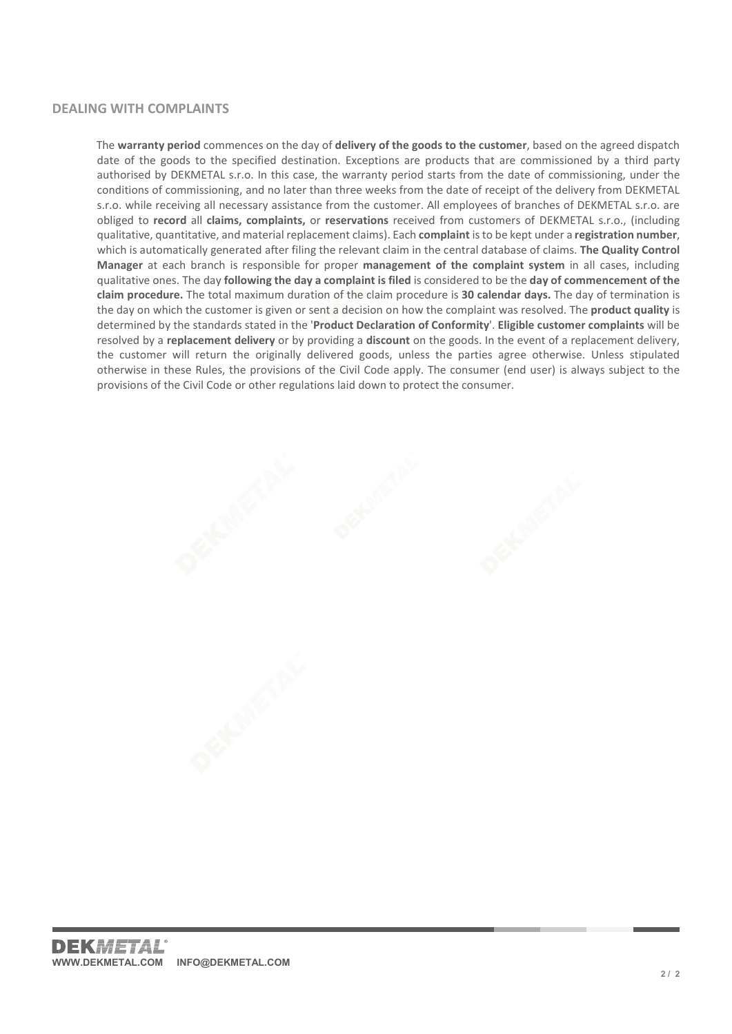## DEALING WITH COMPLAINTS

The **warranty period** commences on the day of **delivery of the goods to the customer**, based on the agreed dispatch date of the goods to the specified destination. Exceptions are products that are commissioned by a third party authorised by DEKMETAL s.r.o. In this case, the warranty period starts from the date of commissioning, under the conditions of commissioning, and no later than three weeks from the date of receipt of the delivery from DEKMETAL s.r.o. while receiving all necessary assistance from the customer. All employees of branches of DEKMETAL s.r.o. are obliged to **record** all **claims, complaints,** or **reservations** received from customers of DEKMETAL s.r.o., (including qualitative, quantitative, and material replacement claims). Each **complaint** is to be kept under a **registration number**, which is automatically generated after filing the relevant claim in the central database of claims. **The Quality Control Manager** at each branch is responsible for proper **management of the complaint system** in all cases, including qualitative ones. The day **following the day a complaint is filed** is considered to be the **day of commencement of the claim procedure.** The total maximum duration of the claim procedure is **30 calendar days.** The day of termination is the day on which the customer is given or sent a decision on how the complaint was resolved. The **product quality** is determined by the standards stated in the '**Product Declaration of Conformity**'. **Eligible customer complaints** will be resolved by a **replacement delivery** or by providing a **discount** on the goods. In the event of a replacement delivery, the customer will return the originally delivered goods, unless the parties agree otherwise. Unless stipulated otherwise in these Rules, the provisions of the Civil Code apply. The consumer (end user) is always subject to the provisions of the Civil Code or other regulations laid down to protect the consumer.